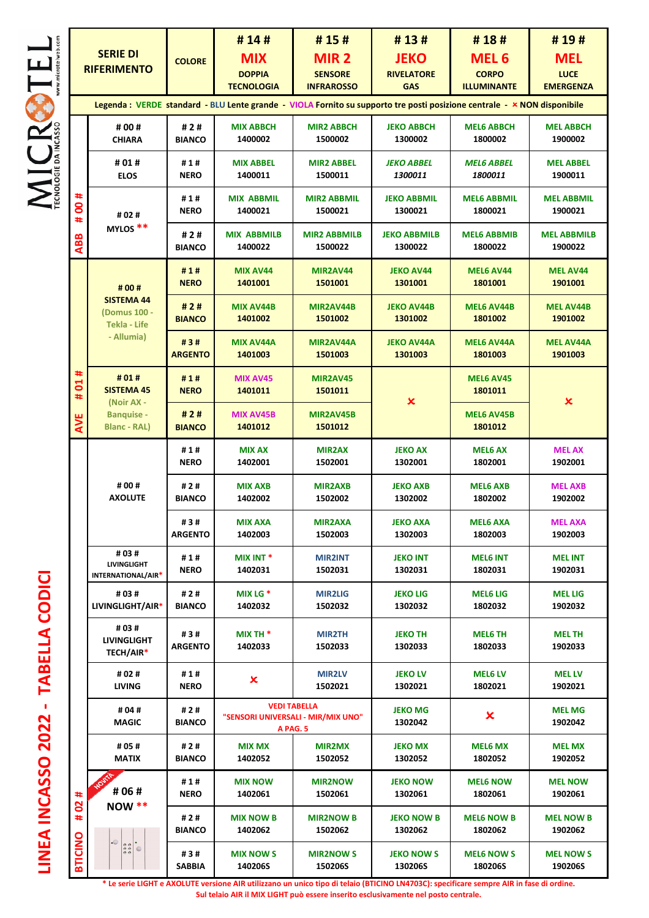# LINEA INCASSO 2022 - TABELLA CODICI

MICROTEL TECNOLOGIE DA INCASSO www.microtelweb.com

| | SERIE DI RIFERIMENTO | COLORE | # 14 # MIX DOPPIA TECNOLOGIA | # 15 # MIR 2 SENSORE INFRAROSSO | # 13 # JEKO RIVELATORE GAS | # 18 # MEL 6 CORPO ILLUMINANTE | # 19 # MEL LUCE EMERGENZA |
|---|---|---|---|---|---|---|---|
| Legenda : VERDE standard - BLU Lente grande - VIOLA Fornito su supporto tre posti posizione centrale - × NON disponibile | | | | | | | |
| ABB # 00 # | # 00 # CHIARA | # 2 # BIANCO | MIX ABBCH 1400002 | MIR2 ABBCH 1500002 | JEKO ABBCH 1300002 | MEL6 ABBCH 1800002 | MEL ABBCH 1900002 |
| | # 01 # ELOS | # 1 # NERO | MIX ABBEL 1400011 | MIR2 ABBEL 1500011 | *JEKO ABBEL 1300011* | *MEL6 ABBEL 1800011* | MEL ABBEL 1900011 |
| | # 02 # MYLOS ** | # 1 # NERO | MIX ABBMIL 1400021 | MIR2 ABBMIL 1500021 | JEKO ABBMIL 1300021 | MEL6 ABBMIL 1800021 | MEL ABBMIL 1900021 |
| | | # 2 # BIANCO | MIX ABBMILB 1400022 | MIR2 ABBMILB 1500022 | JEKO ABBMILB 1300022 | MEL6 ABBMIB 1800022 | MEL ABBMILB 1900022 |
| AVE # 01 # | # 00 # SISTEMA 44 (Domus 100 - Tekla - Life - Allumia) | # 1 # NERO | MIX AV44 1401001 | MIR2AV44 1501001 | JEKO AV44 1301001 | MEL6 AV44 1801001 | MEL AV44 1901001 |
| | | # 2 # BIANCO | MIX AV44B 1401002 | MIR2AV44B 1501002 | JEKO AV44B 1301002 | MEL6 AV44B 1801002 | MEL AV44B 1901002 |
| | | # 3 # ARGENTO | MIX AV44A 1401003 | MIR2AV44A 1501003 | JEKO AV44A 1301003 | MEL6 AV44A 1801003 | MEL AV44A 1901003 |
| | # 01 # SISTEMA 45 (Noir AX - Banquise - Blanc - RAL) | # 1 # NERO | MIX AV45 1401011 | MIR2AV45 1501011 | × | MEL6 AV45 1801011 | × |
| | | # 2 # BIANCO | MIX AV45B 1401012 | MIR2AV45B 1501012 | | MEL6 AV45B 1801012 | |
| BTICINO # 02 # | # 00 # AXOLUTE | # 1 # NERO | MIX AX 1402001 | MIR2AX 1502001 | JEKO AX 1302001 | MEL6 AX 1802001 | MEL AX 1902001 |
| | | # 2 # BIANCO | MIX AXB 1402002 | MIR2AXB 1502002 | JEKO AXB 1302002 | MEL6 AXB 1802002 | MEL AXB 1902002 |
| | | # 3 # ARGENTO | MIX AXA 1402003 | MIR2AXA 1502003 | JEKO AXA 1302003 | MEL6 AXA 1802003 | MEL AXA 1902003 |
| | # 03 # LIVINGLIGHT INTERNATIONAL/AIR* | # 1 # NERO | MIX INT * 1402031 | MIR2INT 1502031 | JEKO INT 1302031 | MEL6 INT 1802031 | MEL INT 1902031 |
| | # 03 # LIVINGLIGHT/AIR* | # 2 # BIANCO | MIX LG * 1402032 | MIR2LIG 1502032 | JEKO LIG 1302032 | MEL6 LIG 1802032 | MEL LIG 1902032 |
| | # 03 # LIVINGLIGHT TECH/AIR* | # 3 # ARGENTO | MIX TH * 1402033 | MIR2TH 1502033 | JEKO TH 1302033 | MEL6 TH 1802033 | MEL TH 1902033 |
| | # 02 # LIVING | # 1 # NERO | × | MIR2LV 1502021 | JEKO LV 1302021 | MEL6 LV 1802021 | MEL LV 1902021 |
| | # 04 # MAGIC | # 2 # BIANCO | VEDI TABELLA "SENSORI UNIVERSALI - MIR/MIX UNO" A PAG. 5 | | JEKO MG 1302042 | × | MEL MG 1902042 |
| | # 05 # MATIX | # 2 # BIANCO | MIX MX 1402052 | MIR2MX 1502052 | JEKO MX 1302052 | MEL6 MX 1802052 | MEL MX 1902052 |
| | NOVITÀ # 06 # NOW ** | # 1 # NERO | MIX NOW 1402061 | MIR2NOW 1502061 | JEKO NOW 1302061 | MEL6 NOW 1802061 | MEL NOW 1902061 |
| | | # 2 # BIANCO | MIX NOW B 1402062 | MIR2NOW B 1502062 | JEKO NOW B 1302062 | MEL6 NOW B 1802062 | MEL NOW B 1902062 |
| | | # 3 # SABBIA | MIX NOW S 140206S | MIR2NOW S 150206S | JEKO NOW S 130206S | MEL6 NOW S 180206S | MEL NOW S 190206S |

\* Le serie LIGHT e AXOLUTE versione AIR utilizzano un unico tipo di telaio (BTICINO LN4703C): specificare sempre AIR in fase di ordine. Sul telaio AIR il MIX LIGHT può essere inserito esclusivamente nel posto centrale.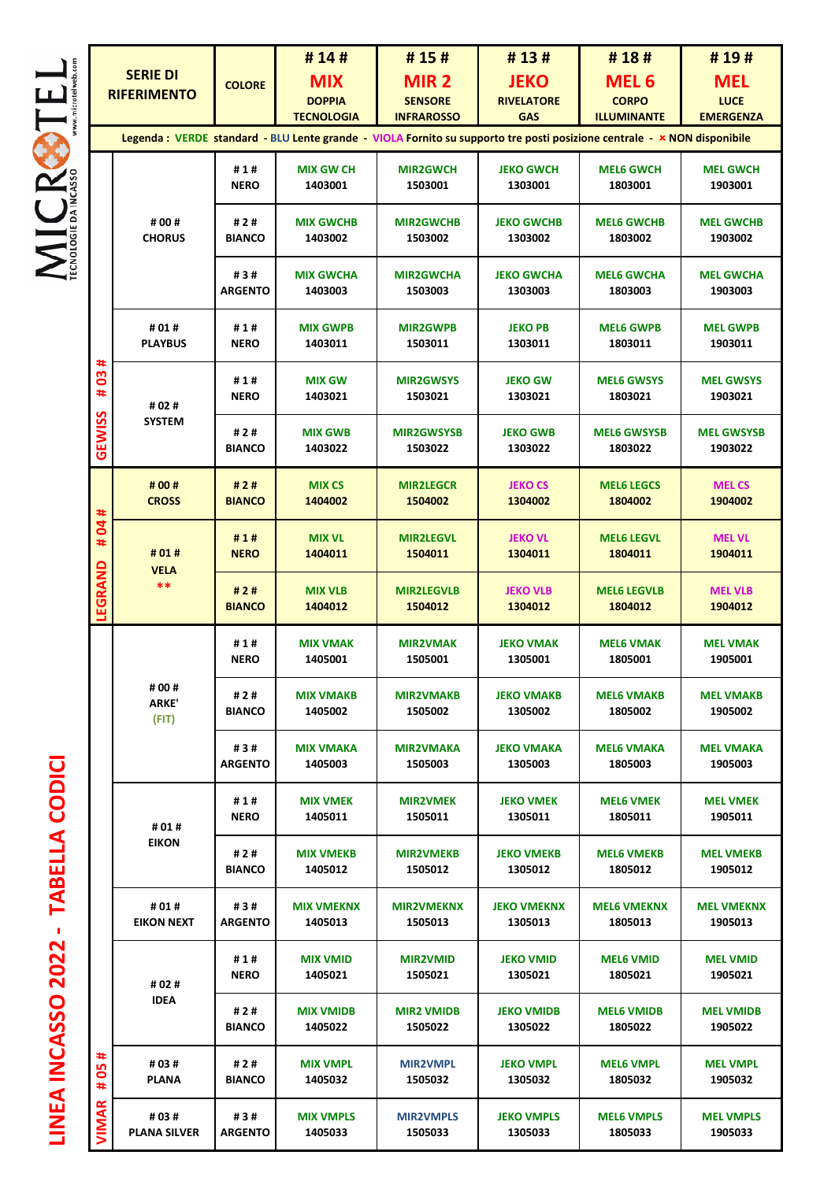# LINEA INCASSO 2022 - TABELLA CODICI

MICROTEL — TECNOLOGIE DA INCASSO — www.microtelweb.com

| | SERIE DI RIFERIMENTO | COLORE | # 14 # MIX DOPPIA TECNOLOGIA | # 15 # MIR 2 SENSORE INFRAROSSO | # 13 # JEKO RIVELATORE GAS | # 18 # MEL 6 CORPO ILLUMINANTE | # 19 # MEL LUCE EMERGENZA |
|---|---|---|---|---|---|---|---|
| Legenda : VERDE standard - BLU Lente grande - VIOLA Fornito su supporto tre posti posizione centrale - × NON disponibile | | | | | | | |
| GEWISS # 03 # | # 00 # CHORUS | # 1 # NERO | MIX GW CH 1403001 | MIR2GWCH 1503001 | JEKO GWCH 1303001 | MEL6 GWCH 1803001 | MEL GWCH 1903001 |
| | | # 2 # BIANCO | MIX GWCHB 1403002 | MIR2GWCHB 1503002 | JEKO GWCHB 1303002 | MEL6 GWCHB 1803002 | MEL GWCHB 1903002 |
| | | # 3 # ARGENTO | MIX GWCHA 1403003 | MIR2GWCHA 1503003 | JEKO GWCHA 1303003 | MEL6 GWCHA 1803003 | MEL GWCHA 1903003 |
| | # 01 # PLAYBUS | # 1 # NERO | MIX GWPB 1403011 | MIR2GWPB 1503011 | JEKO PB 1303011 | MEL6 GWPB 1803011 | MEL GWPB 1903011 |
| | # 02 # SYSTEM | # 1 # NERO | MIX GW 1403021 | MIR2GWSYS 1503021 | JEKO GW 1303021 | MEL6 GWSYS 1803021 | MEL GWSYS 1903021 |
| | | # 2 # BIANCO | MIX GWB 1403022 | MIR2GWSYSB 1503022 | JEKO GWB 1303022 | MEL6 GWSYSB 1803022 | MEL GWSYSB 1903022 |
| LEGRAND # 04 # | # 00 # CROSS | # 2 # BIANCO | MIX CS 1404002 | MIR2LEGCR 1504002 | JEKO CS 1304002 | MEL6 LEGCS 1804002 | MEL CS 1904002 |
| | # 01 # VELA ** | # 1 # NERO | MIX VL 1404011 | MIR2LEGVL 1504011 | JEKO VL 1304011 | MEL6 LEGVL 1804011 | MEL VL 1904011 |
| | | # 2 # BIANCO | MIX VLB 1404012 | MIR2LEGVLB 1504012 | JEKO VLB 1304012 | MEL6 LEGVLB 1804012 | MEL VLB 1904012 |
| VIMAR # 05 # | # 00 # ARKE' (FIT) | # 1 # NERO | MIX VMAK 1405001 | MIR2VMAK 1505001 | JEKO VMAK 1305001 | MEL6 VMAK 1805001 | MEL VMAK 1905001 |
| | | # 2 # BIANCO | MIX VMAKB 1405002 | MIR2VMAKB 1505002 | JEKO VMAKB 1305002 | MEL6 VMAKB 1805002 | MEL VMAKB 1905002 |
| | | # 3 # ARGENTO | MIX VMAKA 1405003 | MIR2VMAKA 1505003 | JEKO VMAKA 1305003 | MEL6 VMAKA 1805003 | MEL VMAKA 1905003 |
| | # 01 # EIKON | # 1 # NERO | MIX VMEK 1405011 | MIR2VMEK 1505011 | JEKO VMEK 1305011 | MEL6 VMEK 1805011 | MEL VMEK 1905011 |
| | | # 2 # BIANCO | MIX VMEKB 1405012 | MIR2VMEKB 1505012 | JEKO VMEKB 1305012 | MEL6 VMEKB 1805012 | MEL VMEKB 1905012 |
| | # 01 # EIKON NEXT | # 3 # ARGENTO | MIX VMEKNX 1405013 | MIR2VMEKNX 1505013 | JEKO VMEKNX 1305013 | MEL6 VMEKNX 1805013 | MEL VMEKNX 1905013 |
| | # 02 # IDEA | # 1 # NERO | MIX VMID 1405021 | MIR2VMID 1505021 | JEKO VMID 1305021 | MEL6 VMID 1805021 | MEL VMID 1905021 |
| | | # 2 # BIANCO | MIX VMIDB 1405022 | MIR2 VMIDB 1505022 | JEKO VMIDB 1305022 | MEL6 VMIDB 1805022 | MEL VMIDB 1905022 |
| | # 03 # PLANA | # 2 # BIANCO | MIX VMPL 1405032 | MIR2VMPL 1505032 | JEKO VMPL 1305032 | MEL6 VMPL 1805032 | MEL VMPL 1905032 |
| | # 03 # PLANA SILVER | # 3 # ARGENTO | MIX VMPLS 1405033 | MIR2VMPLS 1505033 | JEKO VMPLS 1305033 | MEL6 VMPLS 1805033 | MEL VMPLS 1905033 |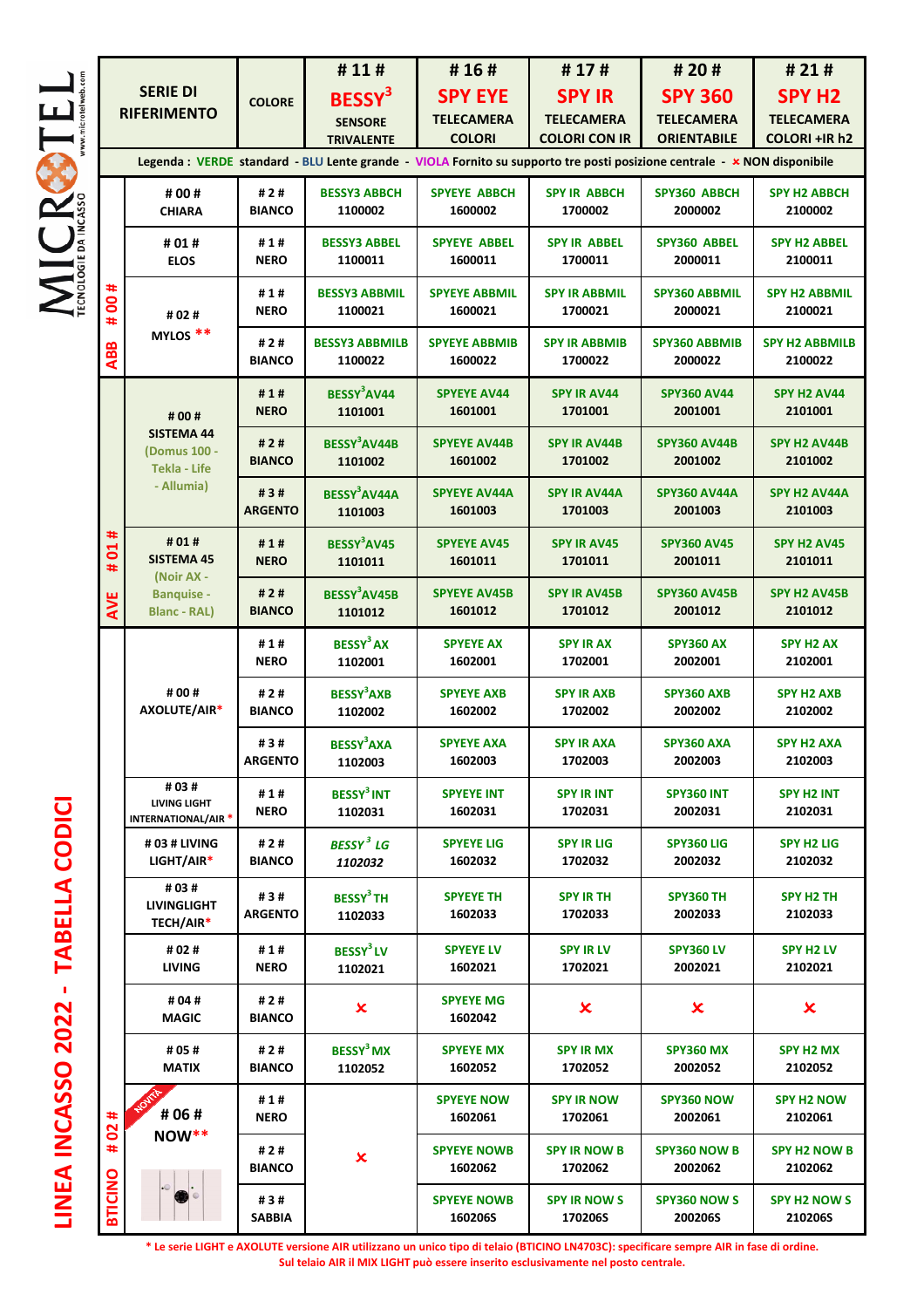# LINEA INCASSO 2022 - TABELLA CODICI

MICROTEL — TECNOLOGIE DA INCASSO — www.microtelweb.com

| SERIE DI RIFERIMENTO | | COLORE | # 11 # BESSY³ SENSORE TRIVALENTE | # 16 # SPY EYE TELECAMERA COLORI | # 17 # SPY IR TELECAMERA COLORI CON IR | # 20 # SPY 360 TELECAMERA ORIENTABILE | # 21 # SPY H2 TELECAMERA COLORI +IR h2 |
|---|---|---|---|---|---|---|---|
| Legenda : VERDE standard - BLU Lente grande - VIOLA Fornito su supporto tre posti posizione centrale - × NON disponibile | | | | | | | |
| ABB # 00 # | # 00 # CHIARA | # 2 # BIANCO | BESSY3 ABBCH 1100002 | SPYEYE ABBCH 1600002 | SPY IR ABBCH 1700002 | SPY360 ABBCH 2000002 | SPY H2 ABBCH 2100002 |
| | # 01 # ELOS | # 1 # NERO | BESSY3 ABBEL 1100011 | SPYEYE ABBEL 1600011 | SPY IR ABBEL 1700011 | SPY360 ABBEL 2000011 | SPY H2 ABBEL 2100011 |
| | # 02 # MYLOS ** | # 1 # NERO | BESSY3 ABBMIL 1100021 | SPYEYE ABBMIL 1600021 | SPY IR ABBMIL 1700021 | SPY360 ABBMIL 2000021 | SPY H2 ABBMIL 2100021 |
| | | # 2 # BIANCO | BESSY3 ABBMILB 1100022 | SPYEYE ABBMIB 1600022 | SPY IR ABBMIB 1700022 | SPY360 ABBMIB 2000022 | SPY H2 ABBMILB 2100022 |
| AVE # 01 # | # 00 # SISTEMA 44 (Domus 100 - Tekla - Life - Allumia) | # 1 # NERO | BESSY³AV44 1101001 | SPYEYE AV44 1601001 | SPY IR AV44 1701001 | SPY360 AV44 2001001 | SPY H2 AV44 2101001 |
| | | # 2 # BIANCO | BESSY³AV44B 1101002 | SPYEYE AV44B 1601002 | SPY IR AV44B 1701002 | SPY360 AV44B 2001002 | SPY H2 AV44B 2101002 |
| | | # 3 # ARGENTO | BESSY³AV44A 1101003 | SPYEYE AV44A 1601003 | SPY IR AV44A 1701003 | SPY360 AV44A 2001003 | SPY H2 AV44A 2101003 |
| | # 01 # SISTEMA 45 (Noir AX - Banquise - Blanc - RAL) | # 1 # NERO | BESSY³AV45 1101011 | SPYEYE AV45 1601011 | SPY IR AV45 1701011 | SPY360 AV45 2001011 | SPY H2 AV45 2101011 |
| | | # 2 # BIANCO | BESSY³AV45B 1101012 | SPYEYE AV45B 1601012 | SPY IR AV45B 1701012 | SPY360 AV45B 2001012 | SPY H2 AV45B 2101012 |
| BTICINO # 02 # | # 00 # AXOLUTE/AIR* | # 1 # NERO | BESSY³ AX 1102001 | SPYEYE AX 1602001 | SPY IR AX 1702001 | SPY360 AX 2002001 | SPY H2 AX 2102001 |
| | | # 2 # BIANCO | BESSY³AXB 1102002 | SPYEYE AXB 1602002 | SPY IR AXB 1702002 | SPY360 AXB 2002002 | SPY H2 AXB 2102002 |
| | | # 3 # ARGENTO | BESSY³AXA 1102003 | SPYEYE AXA 1602003 | SPY IR AXA 1702003 | SPY360 AXA 2002003 | SPY H2 AXA 2102003 |
| | # 03 # LIVING LIGHT INTERNATIONAL/AIR * | # 1 # NERO | BESSY³ INT 1102031 | SPYEYE INT 1602031 | SPY IR INT 1702031 | SPY360 INT 2002031 | SPY H2 INT 2102031 |
| | # 03 # LIVING LIGHT/AIR* | # 2 # BIANCO | *BESSY³ LG 1102032* | SPYEYE LIG 1602032 | SPY IR LIG 1702032 | SPY360 LIG 2002032 | SPY H2 LIG 2102032 |
| | # 03 # LIVINGLIGHT TECH/AIR* | # 3 # ARGENTO | BESSY³ TH 1102033 | SPYEYE TH 1602033 | SPY IR TH 1702033 | SPY360 TH 2002033 | SPY H2 TH 2102033 |
| | # 02 # LIVING | # 1 # NERO | BESSY³ LV 1102021 | SPYEYE LV 1602021 | SPY IR LV 1702021 | SPY360 LV 2002021 | SPY H2 LV 2102021 |
| | # 04 # MAGIC | # 2 # BIANCO | × | SPYEYE MG 1602042 | × | × | × |
| | # 05 # MATIX | # 2 # BIANCO | BESSY³ MX 1102052 | SPYEYE MX 1602052 | SPY IR MX 1702052 | SPY360 MX 2002052 | SPY H2 MX 2102052 |
| | NOVITÀ # 06 # NOW** | # 1 # NERO | × | SPYEYE NOW 1602061 | SPY IR NOW 1702061 | SPY360 NOW 2002061 | SPY H2 NOW 2102061 |
| | | # 2 # BIANCO | | SPYEYE NOWB 1602062 | SPY IR NOW B 1702062 | SPY360 NOW B 2002062 | SPY H2 NOW B 2102062 |
| | | # 3 # SABBIA | | SPYEYE NOWB 160206S | SPY IR NOW S 170206S | SPY360 NOW S 200206S | SPY H2 NOW S 210206S |

\* Le serie LIGHT e AXOLUTE versione AIR utilizzano un unico tipo di telaio (BTICINO LN4703C): specificare sempre AIR in fase di ordine.
Sul telaio AIR il MIX LIGHT può essere inserito esclusivamente nel posto centrale.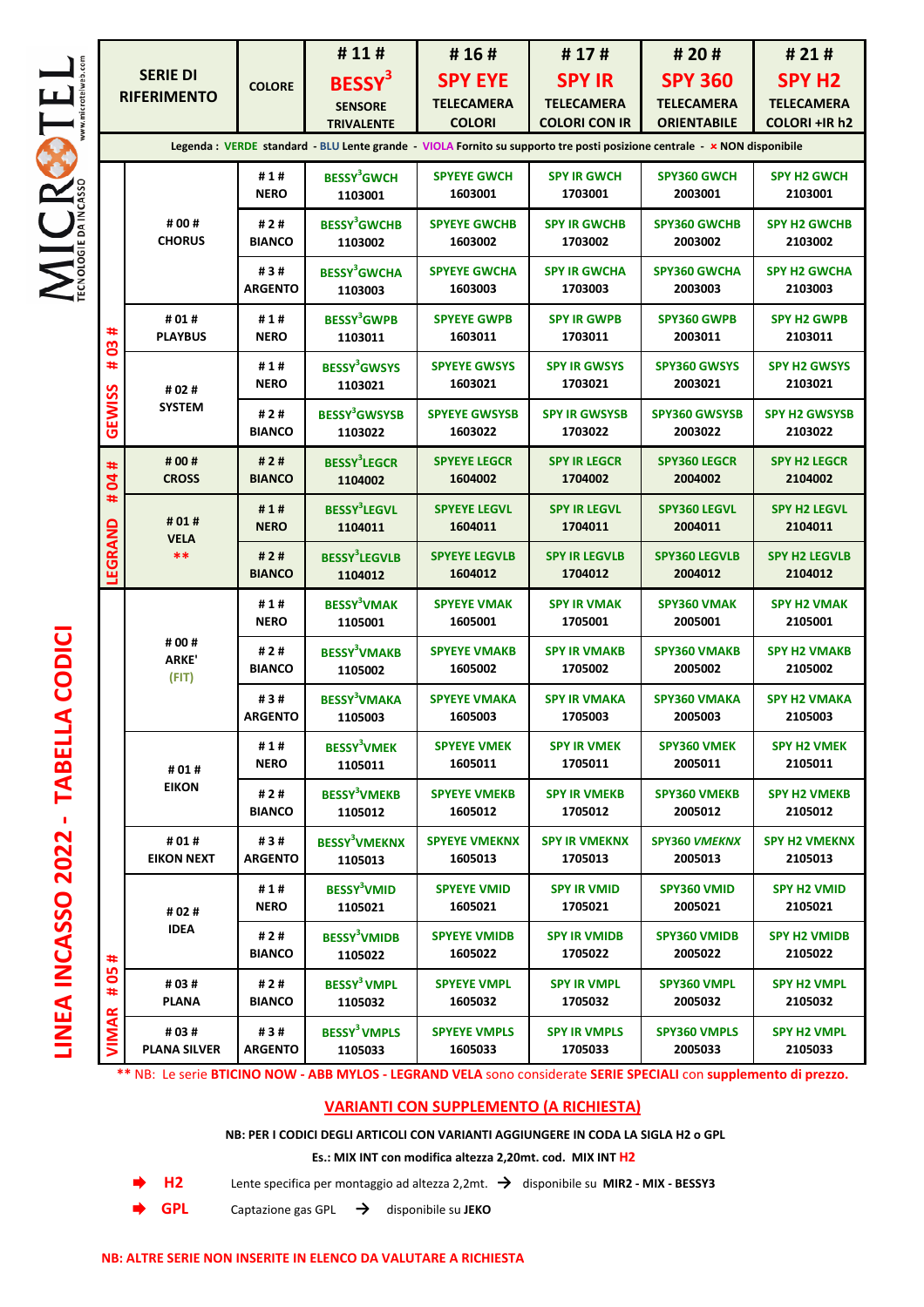# LINEA INCASSO 2022 - TABELLA CODICI

| | SERIE DI RIFERIMENTO | COLORE | # 11 # BESSY³ SENSORE TRIVALENTE | # 16 # SPY EYE TELECAMERA COLORI | # 17 # SPY IR TELECAMERA COLORI CON IR | # 20 # SPY 360 TELECAMERA ORIENTABILE | # 21 # SPY H2 TELECAMERA COLORI +IR h2 |
|---|---|---|---|---|---|---|---|
| Legenda : VERDE standard - BLU Lente grande - VIOLA Fornito su supporto tre posti posizione centrale - × NON disponibile | | | | | | | |
| GEWISS # 03 # | # 00 # CHORUS | # 1 # NERO | BESSY³GWCH 1103001 | SPYEYE GWCH 1603001 | SPY IR GWCH 1703001 | SPY360 GWCH 2003001 | SPY H2 GWCH 2103001 |
| | | # 2 # BIANCO | BESSY³GWCHB 1103002 | SPYEYE GWCHB 1603002 | SPY IR GWCHB 1703002 | SPY360 GWCHB 2003002 | SPY H2 GWCHB 2103002 |
| | | # 3 # ARGENTO | BESSY³GWCHA 1103003 | SPYEYE GWCHA 1603003 | SPY IR GWCHA 1703003 | SPY360 GWCHA 2003003 | SPY H2 GWCHA 2103003 |
| | # 01 # PLAYBUS | # 1 # NERO | BESSY³GWPB 1103011 | SPYEYE GWPB 1603011 | SPY IR GWPB 1703011 | SPY360 GWPB 2003011 | SPY H2 GWPB 2103011 |
| | # 02 # SYSTEM | # 1 # NERO | BESSY³GWSYS 1103021 | SPYEYE GWSYS 1603021 | SPY IR GWSYS 1703021 | SPY360 GWSYS 2003021 | SPY H2 GWSYS 2103021 |
| | | # 2 # BIANCO | BESSY³GWSYSB 1103022 | SPYEYE GWSYSB 1603022 | SPY IR GWSYSB 1703022 | SPY360 GWSYSB 2003022 | SPY H2 GWSYSB 2103022 |
| LEGRAND # 04 # | # 00 # CROSS | # 2 # BIANCO | BESSY³LEGCR 1104002 | SPYEYE LEGCR 1604002 | SPY IR LEGCR 1704002 | SPY360 LEGCR 2004002 | SPY H2 LEGCR 2104002 |
| | # 01 # VELA ** | # 1 # NERO | BESSY³LEGVL 1104011 | SPYEYE LEGVL 1604011 | SPY IR LEGVL 1704011 | SPY360 LEGVL 2004011 | SPY H2 LEGVL 2104011 |
| | | # 2 # BIANCO | BESSY³LEGVLB 1104012 | SPYEYE LEGVLB 1604012 | SPY IR LEGVLB 1704012 | SPY360 LEGVLB 2004012 | SPY H2 LEGVLB 2104012 |
| VIMAR # 05 # | # 00 # ARKE' (FIT) | # 1 # NERO | BESSY³VMAK 1105001 | SPYEYE VMAK 1605001 | SPY IR VMAK 1705001 | SPY360 VMAK 2005001 | SPY H2 VMAK 2105001 |
| | | # 2 # BIANCO | BESSY³VMAKB 1105002 | SPYEYE VMAKB 1605002 | SPY IR VMAKB 1705002 | SPY360 VMAKB 2005002 | SPY H2 VMAKB 2105002 |
| | | # 3 # ARGENTO | BESSY³VMAKA 1105003 | SPYEYE VMAKA 1605003 | SPY IR VMAKA 1705003 | SPY360 VMAKA 2005003 | SPY H2 VMAKA 2105003 |
| | # 01 # EIKON | # 1 # NERO | BESSY³VMEK 1105011 | SPYEYE VMEK 1605011 | SPY IR VMEK 1705011 | SPY360 VMEK 2005011 | SPY H2 VMEK 2105011 |
| | | # 2 # BIANCO | BESSY³VMEKB 1105012 | SPYEYE VMEKB 1605012 | SPY IR VMEKB 1705012 | SPY360 VMEKB 2005012 | SPY H2 VMEKB 2105012 |
| | # 01 # EIKON NEXT | # 3 # ARGENTO | BESSY³VMEKNX 1105013 | SPYEYE VMEKNX 1605013 | SPY IR VMEKNX 1705013 | SPY360 *VMEKNX* 2005013 | SPY H2 VMEKNX 2105013 |
| | # 02 # IDEA | # 1 # NERO | BESSY³VMID 1105021 | SPYEYE VMID 1605021 | SPY IR VMID 1705021 | SPY360 VMID 2005021 | SPY H2 VMID 2105021 |
| | | # 2 # BIANCO | BESSY³VMIDB 1105022 | SPYEYE VMIDB 1605022 | SPY IR VMIDB 1705022 | SPY360 VMIDB 2005022 | SPY H2 VMIDB 2105022 |
| | # 03 # PLANA | # 2 # BIANCO | BESSY³ VMPL 1105032 | SPYEYE VMPL 1605032 | SPY IR VMPL 1705032 | SPY360 VMPL 2005032 | SPY H2 VMPL 2105032 |
| | # 03 # PLANA SILVER | # 3 # ARGENTO | BESSY³ VMPLS 1105033 | SPYEYE VMPLS 1605033 | SPY IR VMPLS 1705033 | SPY360 VMPLS 2005033 | SPY H2 VMPL 2105033 |

** NB: Le serie **BTICINO NOW - ABB MYLOS - LEGRAND VELA** sono considerate **SERIE SPECIALI** con **supplemento di prezzo.**

## VARIANTI CON SUPPLEMENTO (A RICHIESTA)

**NB: PER I CODICI DEGLI ARTICOLI CON VARIANTI AGGIUNGERE IN CODA LA SIGLA H2 o GPL**

**Es.: MIX INT con modifica altezza 2,20mt. cod. MIX INT H2**

- **H2** — Lente specifica per montaggio ad altezza 2,2mt. → disponibile su **MIR2 - MIX - BESSY3**
- **GPL** — Captazione gas GPL → disponibile su **JEKO**

**NB: ALTRE SERIE NON INSERITE IN ELENCO DA VALUTARE A RICHIESTA**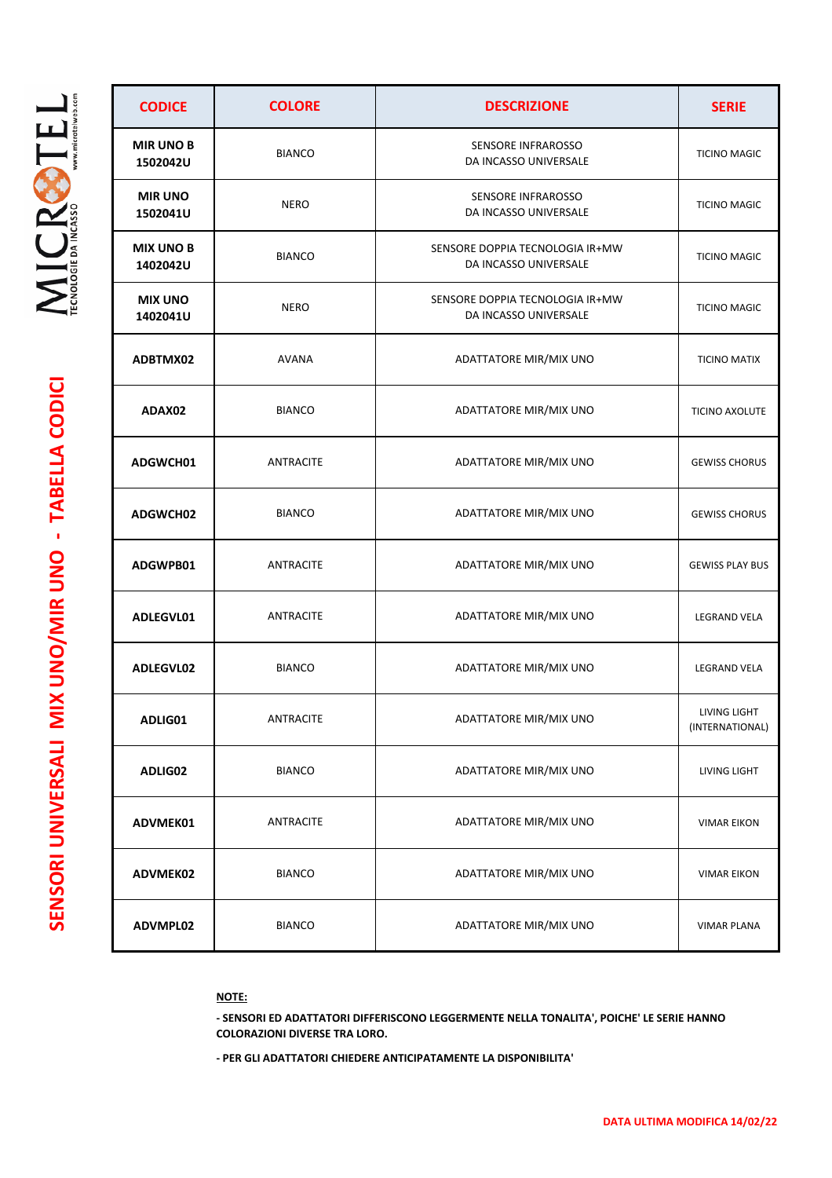# SENSORI UNIVERSALI MIX UNO/MIR UNO - TABELLA CODICI

MICROTEL TECNOLOGIE DA INCASSO www.microtelweb.com

| CODICE | COLORE | DESCRIZIONE | SERIE |
|---|---|---|---|
| **MIR UNO B 1502042U** | BIANCO | SENSORE INFRAROSSO DA INCASSO UNIVERSALE | TICINO MAGIC |
| **MIR UNO 1502041U** | NERO | SENSORE INFRAROSSO DA INCASSO UNIVERSALE | TICINO MAGIC |
| **MIX UNO B 1402042U** | BIANCO | SENSORE DOPPIA TECNOLOGIA IR+MW DA INCASSO UNIVERSALE | TICINO MAGIC |
| **MIX UNO 1402041U** | NERO | SENSORE DOPPIA TECNOLOGIA IR+MW DA INCASSO UNIVERSALE | TICINO MAGIC |
| **ADBTMX02** | AVANA | ADATTATORE MIR/MIX UNO | TICINO MATIX |
| **ADAX02** | BIANCO | ADATTATORE MIR/MIX UNO | TICINO AXOLUTE |
| **ADGWCH01** | ANTRACITE | ADATTATORE MIR/MIX UNO | GEWISS CHORUS |
| **ADGWCH02** | BIANCO | ADATTATORE MIR/MIX UNO | GEWISS CHORUS |
| **ADGWPB01** | ANTRACITE | ADATTATORE MIR/MIX UNO | GEWISS PLAY BUS |
| **ADLEGVL01** | ANTRACITE | ADATTATORE MIR/MIX UNO | LEGRAND VELA |
| **ADLEGVL02** | BIANCO | ADATTATORE MIR/MIX UNO | LEGRAND VELA |
| **ADLIG01** | ANTRACITE | ADATTATORE MIR/MIX UNO | LIVING LIGHT (INTERNATIONAL) |
| **ADLIG02** | BIANCO | ADATTATORE MIR/MIX UNO | LIVING LIGHT |
| **ADVMEK01** | ANTRACITE | ADATTATORE MIR/MIX UNO | VIMAR EIKON |
| **ADVMEK02** | BIANCO | ADATTATORE MIR/MIX UNO | VIMAR EIKON |
| **ADVMPL02** | BIANCO | ADATTATORE MIR/MIX UNO | VIMAR PLANA |

**NOTE:**

**- SENSORI ED ADATTATORI DIFFERISCONO LEGGERMENTE NELLA TONALITA', POICHE' LE SERIE HANNO COLORAZIONI DIVERSE TRA LORO.**

**- PER GLI ADATTATORI CHIEDERE ANTICIPATAMENTE LA DISPONIBILITA'**

**DATA ULTIMA MODIFICA 14/02/22**